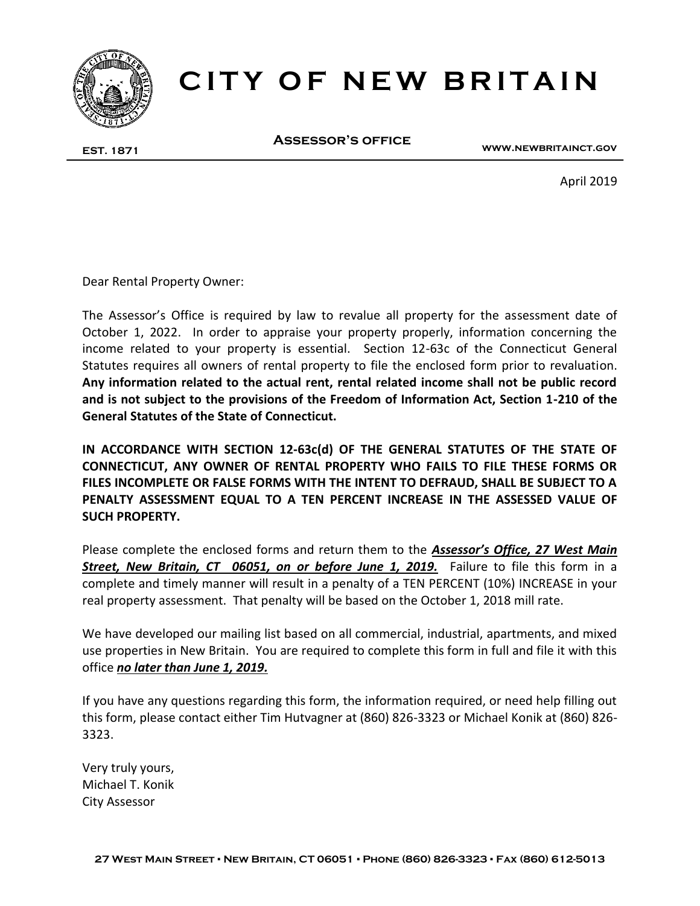# CITY OF NEW BRITAIN

**EST. 1871** | **ASSESSOR'S OFFICE** | **WWW.NEWBRITAINCT.GOV**

April 2019

Dear Rental Property Owner:

The Assessor's Office is required by law to revalue all property for the assessment date of October 1, 2022. In order to appraise your property properly, information concerning the income related to your property is essential. Section 12-63c of the Connecticut General Statutes requires all owners of rental property to file the enclosed form prior to revaluation. **Any information related to the actual rent, rental related income shall not be public record and is not subject to the provisions of the Freedom of Information Act, Section 1-210 of the General Statutes of the State of Connecticut.**

**IN ACCORDANCE WITH SECTION 12-63c(d) OF THE GENERAL STATUTES OF THE STATE OF CONNECTICUT, ANY OWNER OF RENTAL PROPERTY WHO FAILS TO FILE THESE FORMS OR FILES INCOMPLETE OR FALSE FORMS WITH THE INTENT TO DEFRAUD, SHALL BE SUBJECT TO A PENALTY ASSESSMENT EQUAL TO A TEN PERCENT INCREASE IN THE ASSESSED VALUE OF SUCH PROPERTY.**

Please complete the enclosed forms and return them to the ***Assessor's Office, 27 West Main Street, New Britain, CT 06051, on or before June 1, 2019.*** Failure to file this form in a complete and timely manner will result in a penalty of a TEN PERCENT (10%) INCREASE in your real property assessment. That penalty will be based on the October 1, 2018 mill rate.

We have developed our mailing list based on all commercial, industrial, apartments, and mixed use properties in New Britain. You are required to complete this form in full and file it with this office ***no later than June 1, 2019.***

If you have any questions regarding this form, the information required, or need help filling out this form, please contact either Tim Hutvagner at (860) 826-3323 or Michael Konik at (860) 826-3323.

Very truly yours,
Michael T. Konik
City Assessor

27 West Main Street • New Britain, CT 06051 • Phone (860) 826-3323 • Fax (860) 612-5013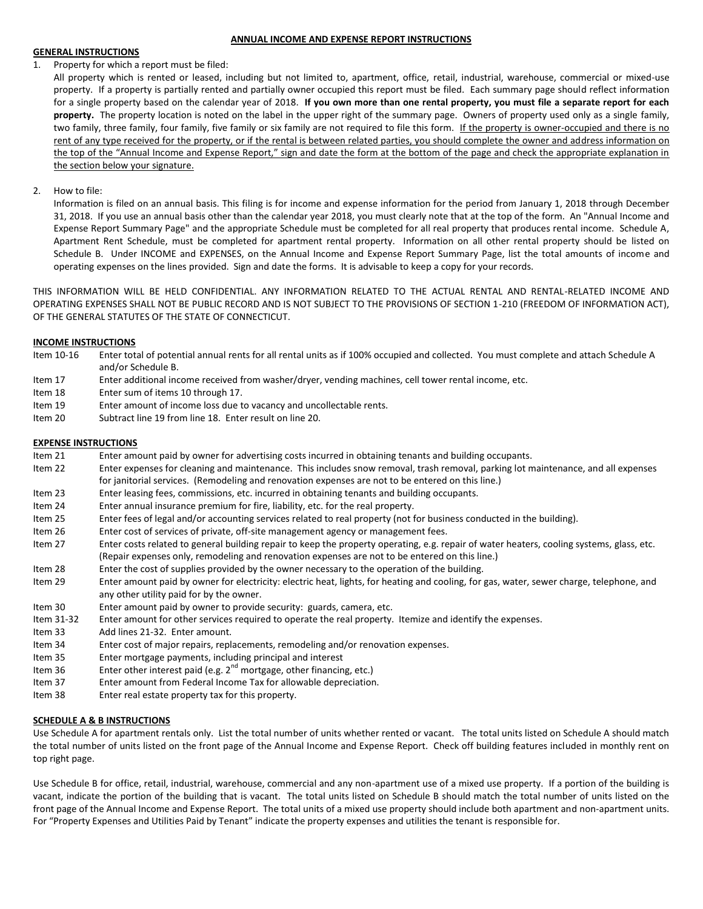# ANNUAL INCOME AND EXPENSE REPORT INSTRUCTIONS

## GENERAL INSTRUCTIONS

1. Property for which a report must be filed:

   All property which is rented or leased, including but not limited to, apartment, office, retail, industrial, warehouse, commercial or mixed-use property. If a property is partially rented and partially owner occupied this report must be filed. Each summary page should reflect information for a single property based on the calendar year of 2018. **If you own more than one rental property, you must file a separate report for each property.** The property location is noted on the label in the upper right of the summary page. Owners of property used only as a single family, two family, three family, four family, five family or six family are not required to file this form. If the property is owner-occupied and there is no rent of any type received for the property, or if the rental is between related parties, you should complete the owner and address information on the top of the "Annual Income and Expense Report," sign and date the form at the bottom of the page and check the appropriate explanation in the section below your signature.

2. How to file:

   Information is filed on an annual basis. This filing is for income and expense information for the period from January 1, 2018 through December 31, 2018. If you use an annual basis other than the calendar year 2018, you must clearly note that at the top of the form. An "Annual Income and Expense Report Summary Page" and the appropriate Schedule must be completed for all real property that produces rental income. Schedule A, Apartment Rent Schedule, must be completed for apartment rental property. Information on all other rental property should be listed on Schedule B. Under INCOME and EXPENSES, on the Annual Income and Expense Report Summary Page, list the total amounts of income and operating expenses on the lines provided. Sign and date the forms. It is advisable to keep a copy for your records.

THIS INFORMATION WILL BE HELD CONFIDENTIAL. ANY INFORMATION RELATED TO THE ACTUAL RENTAL AND RENTAL-RELATED INCOME AND OPERATING EXPENSES SHALL NOT BE PUBLIC RECORD AND IS NOT SUBJECT TO THE PROVISIONS OF SECTION 1-210 (FREEDOM OF INFORMATION ACT), OF THE GENERAL STATUTES OF THE STATE OF CONNECTICUT.

## INCOME INSTRUCTIONS

| | |
|---|---|
| Item 10-16 | Enter total of potential annual rents for all rental units as if 100% occupied and collected. You must complete and attach Schedule A and/or Schedule B. |
| Item 17 | Enter additional income received from washer/dryer, vending machines, cell tower rental income, etc. |
| Item 18 | Enter sum of items 10 through 17. |
| Item 19 | Enter amount of income loss due to vacancy and uncollectable rents. |
| Item 20 | Subtract line 19 from line 18. Enter result on line 20. |

## EXPENSE INSTRUCTIONS

| | |
|---|---|
| Item 21 | Enter amount paid by owner for advertising costs incurred in obtaining tenants and building occupants. |
| Item 22 | Enter expenses for cleaning and maintenance. This includes snow removal, trash removal, parking lot maintenance, and all expenses for janitorial services. (Remodeling and renovation expenses are not to be entered on this line.) |
| Item 23 | Enter leasing fees, commissions, etc. incurred in obtaining tenants and building occupants. |
| Item 24 | Enter annual insurance premium for fire, liability, etc. for the real property. |
| Item 25 | Enter fees of legal and/or accounting services related to real property (not for business conducted in the building). |
| Item 26 | Enter cost of services of private, off-site management agency or management fees. |
| Item 27 | Enter costs related to general building repair to keep the property operating, e.g. repair of water heaters, cooling systems, glass, etc. (Repair expenses only, remodeling and renovation expenses are not to be entered on this line.) |
| Item 28 | Enter the cost of supplies provided by the owner necessary to the operation of the building. |
| Item 29 | Enter amount paid by owner for electricity: electric heat, lights, for heating and cooling, for gas, water, sewer charge, telephone, and any other utility paid for by the owner. |
| Item 30 | Enter amount paid by owner to provide security: guards, camera, etc. |
| Item 31-32 | Enter amount for other services required to operate the real property. Itemize and identify the expenses. |
| Item 33 | Add lines 21-32. Enter amount. |
| Item 34 | Enter cost of major repairs, replacements, remodeling and/or renovation expenses. |
| Item 35 | Enter mortgage payments, including principal and interest |
| Item 36 | Enter other interest paid (e.g. 2nd mortgage, other financing, etc.) |
| Item 37 | Enter amount from Federal Income Tax for allowable depreciation. |
| Item 38 | Enter real estate property tax for this property. |

## SCHEDULE A & B INSTRUCTIONS

Use Schedule A for apartment rentals only. List the total number of units whether rented or vacant. The total units listed on Schedule A should match the total number of units listed on the front page of the Annual Income and Expense Report. Check off building features included in monthly rent on top right page.

Use Schedule B for office, retail, industrial, warehouse, commercial and any non-apartment use of a mixed use property. If a portion of the building is vacant, indicate the portion of the building that is vacant. The total units listed on Schedule B should match the total number of units listed on the front page of the Annual Income and Expense Report. The total units of a mixed use property should include both apartment and non-apartment units. For "Property Expenses and Utilities Paid by Tenant" indicate the property expenses and utilities the tenant is responsible for.